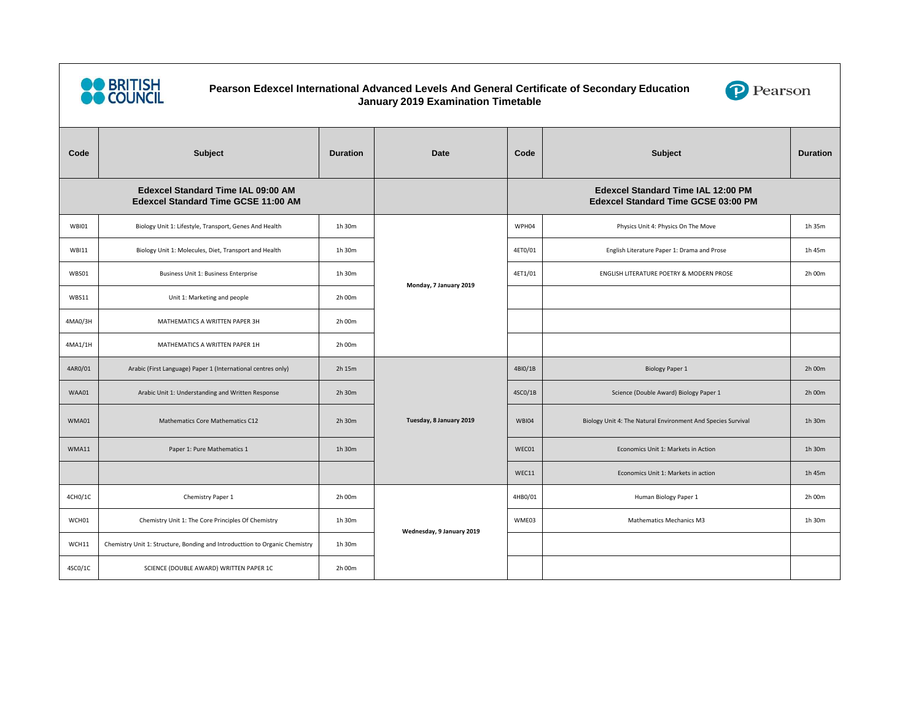# Pearson Edexcel International Advanced Levels And General Certificate of Secondary Education
## January 2019 Examination Timetable

| Code | Subject | Duration | Date | Code | Subject | Duration |
|---|---|---|---|---|---|---|
| Edexcel Standard Time IAL 09:00 AM<br>Edexcel Standard Time GCSE 11:00 AM | | | | Edexcel Standard Time IAL 12:00 PM<br>Edexcel Standard Time GCSE 03:00 PM | | |
| WBI01 | Biology Unit 1: Lifestyle, Transport, Genes And Health | 1h 30m | Monday, 7 January 2019 | WPH04 | Physics Unit 4: Physics On The Move | 1h 35m |
| WBI11 | Biology Unit 1: Molecules, Diet, Transport and Health | 1h 30m | | 4ET0/01 | English Literature Paper 1: Drama and Prose | 1h 45m |
| WBS01 | Business Unit 1: Business Enterprise | 1h 30m | | 4ET1/01 | ENGLISH LITERATURE POETRY & MODERN PROSE | 2h 00m |
| WBS11 | Unit 1: Marketing and people | 2h 00m | | | | |
| 4MA0/3H | MATHEMATICS A WRITTEN PAPER 3H | 2h 00m | | | | |
| 4MA1/1H | MATHEMATICS A WRITTEN PAPER 1H | 2h 00m | | | | |
| 4AR0/01 | Arabic (First Language) Paper 1 (International centres only) | 2h 15m | Tuesday, 8 January 2019 | 4BI0/1B | Biology Paper 1 | 2h 00m |
| WAA01 | Arabic Unit 1: Understanding and Written Response | 2h 30m | | 4SC0/1B | Science (Double Award) Biology Paper 1 | 2h 00m |
| WMA01 | Mathematics Core Mathematics C12 | 2h 30m | | WBI04 | Biology Unit 4: The Natural Environment And Species Survival | 1h 30m |
| WMA11 | Paper 1: Pure Mathematics 1 | 1h 30m | | WEC01 | Economics Unit 1: Markets in Action | 1h 30m |
| | | | | WEC11 | Economics Unit 1: Markets in action | 1h 45m |
| 4CH0/1C | Chemistry Paper 1 | 2h 00m | Wednesday, 9 January 2019 | 4HB0/01 | Human Biology Paper 1 | 2h 00m |
| WCH01 | Chemistry Unit 1: The Core Principles Of Chemistry | 1h 30m | | WME03 | Mathematics Mechanics M3 | 1h 30m |
| WCH11 | Chemistry Unit 1: Structure, Bonding and Introducttion to Organic Chemistry | 1h 30m | | | | |
| 4SC0/1C | SCIENCE (DOUBLE AWARD) WRITTEN PAPER 1C | 2h 00m | | | | |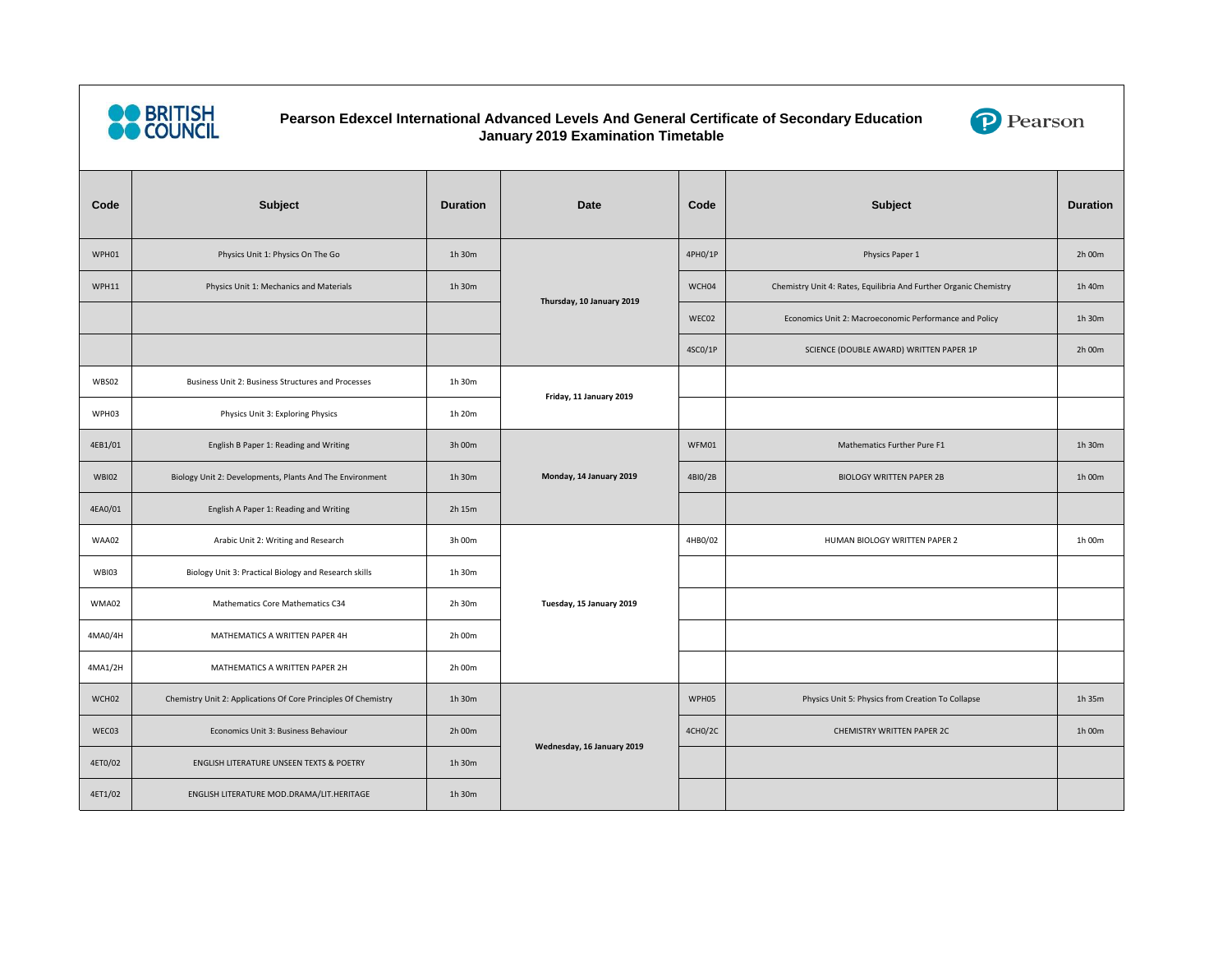**Pearson Edexcel International Advanced Levels And General Certificate of Secondary Education**
**January 2019 Examination Timetable**

| Code | Subject | Duration | Date | Code | Subject | Duration |
|---|---|---|---|---|---|---|
| WPH01 | Physics Unit 1: Physics On The Go | 1h 30m | Thursday, 10 January 2019 | 4PH0/1P | Physics Paper 1 | 2h 00m |
| WPH11 | Physics Unit 1: Mechanics and Materials | 1h 30m | | WCH04 | Chemistry Unit 4: Rates, Equilibria And Further Organic Chemistry | 1h 40m |
| | | | | WEC02 | Economics Unit 2: Macroeconomic Performance and Policy | 1h 30m |
| | | | | 4SC0/1P | SCIENCE (DOUBLE AWARD) WRITTEN PAPER 1P | 2h 00m |
| WBS02 | Business Unit 2: Business Structures and Processes | 1h 30m | Friday, 11 January 2019 | | | |
| WPH03 | Physics Unit 3: Exploring Physics | 1h 20m | | | | |
| 4EB1/01 | English B Paper 1: Reading and Writing | 3h 00m | Monday, 14 January 2019 | WFM01 | Mathematics Further Pure F1 | 1h 30m |
| WBI02 | Biology Unit 2: Developments, Plants And The Environment | 1h 30m | | 4BI0/2B | BIOLOGY WRITTEN PAPER 2B | 1h 00m |
| 4EA0/01 | English A Paper 1: Reading and Writing | 2h 15m | | | | |
| WAA02 | Arabic Unit 2: Writing and Research | 3h 00m | Tuesday, 15 January 2019 | 4HB0/02 | HUMAN BIOLOGY WRITTEN PAPER 2 | 1h 00m |
| WBI03 | Biology Unit 3: Practical Biology and Research skills | 1h 30m | | | | |
| WMA02 | Mathematics Core Mathematics C34 | 2h 30m | | | | |
| 4MA0/4H | MATHEMATICS A WRITTEN PAPER 4H | 2h 00m | | | | |
| 4MA1/2H | MATHEMATICS A WRITTEN PAPER 2H | 2h 00m | | | | |
| WCH02 | Chemistry Unit 2: Applications Of Core Principles Of Chemistry | 1h 30m | Wednesday, 16 January 2019 | WPH05 | Physics Unit 5: Physics from Creation To Collapse | 1h 35m |
| WEC03 | Economics Unit 3: Business Behaviour | 2h 00m | | 4CH0/2C | CHEMISTRY WRITTEN PAPER 2C | 1h 00m |
| 4ET0/02 | ENGLISH LITERATURE UNSEEN TEXTS & POETRY | 1h 30m | | | | |
| 4ET1/02 | ENGLISH LITERATURE MOD.DRAMA/LIT.HERITAGE | 1h 30m | | | | |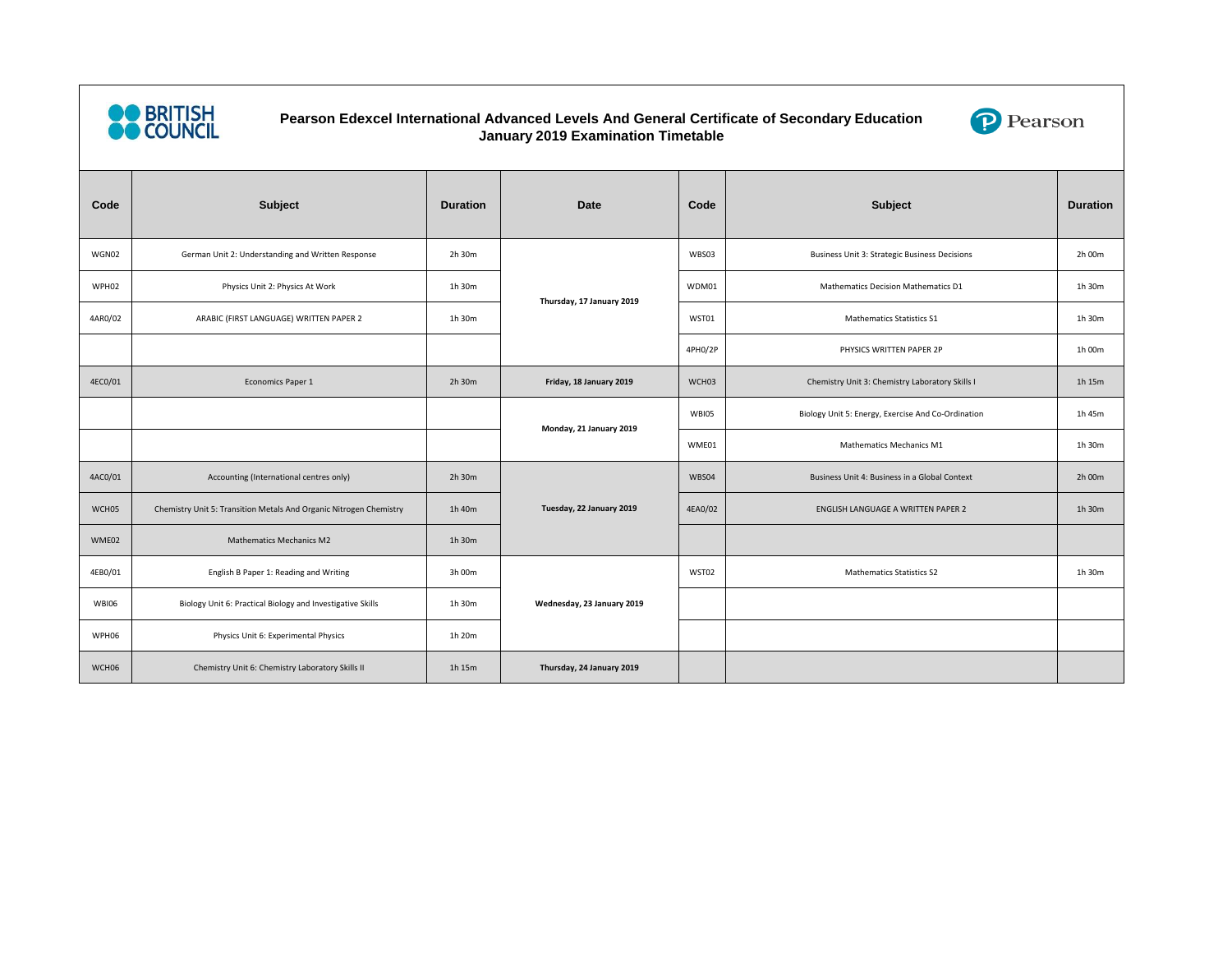**Pearson Edexcel International Advanced Levels And General Certificate of Secondary Education**
**January 2019 Examination Timetable**

| Code | Subject | Duration | Date | Code | Subject | Duration |
|---|---|---|---|---|---|---|
| WGN02 | German Unit 2: Understanding and Written Response | 2h 30m | Thursday, 17 January 2019 | WBS03 | Business Unit 3: Strategic Business Decisions | 2h 00m |
| WPH02 | Physics Unit 2: Physics At Work | 1h 30m | | WDM01 | Mathematics Decision Mathematics D1 | 1h 30m |
| 4AR0/02 | ARABIC (FIRST LANGUAGE) WRITTEN PAPER 2 | 1h 30m | | WST01 | Mathematics Statistics S1 | 1h 30m |
| | | | | 4PH0/2P | PHYSICS WRITTEN PAPER 2P | 1h 00m |
| 4EC0/01 | Economics Paper 1 | 2h 30m | Friday, 18 January 2019 | WCH03 | Chemistry Unit 3: Chemistry Laboratory Skills I | 1h 15m |
| | | | Monday, 21 January 2019 | WBI05 | Biology Unit 5: Energy, Exercise And Co-Ordination | 1h 45m |
| | | | | WME01 | Mathematics Mechanics M1 | 1h 30m |
| 4AC0/01 | Accounting (International centres only) | 2h 30m | Tuesday, 22 January 2019 | WBS04 | Business Unit 4: Business in a Global Context | 2h 00m |
| WCH05 | Chemistry Unit 5: Transition Metals And Organic Nitrogen Chemistry | 1h 40m | | 4EA0/02 | ENGLISH LANGUAGE A WRITTEN PAPER 2 | 1h 30m |
| WME02 | Mathematics Mechanics M2 | 1h 30m | | | | |
| 4EB0/01 | English B Paper 1: Reading and Writing | 3h 00m | Wednesday, 23 January 2019 | WST02 | Mathematics Statistics S2 | 1h 30m |
| WBI06 | Biology Unit 6: Practical Biology and Investigative Skills | 1h 30m | | | | |
| WPH06 | Physics Unit 6: Experimental Physics | 1h 20m | | | | |
| WCH06 | Chemistry Unit 6: Chemistry Laboratory Skills II | 1h 15m | Thursday, 24 January 2019 | | | |